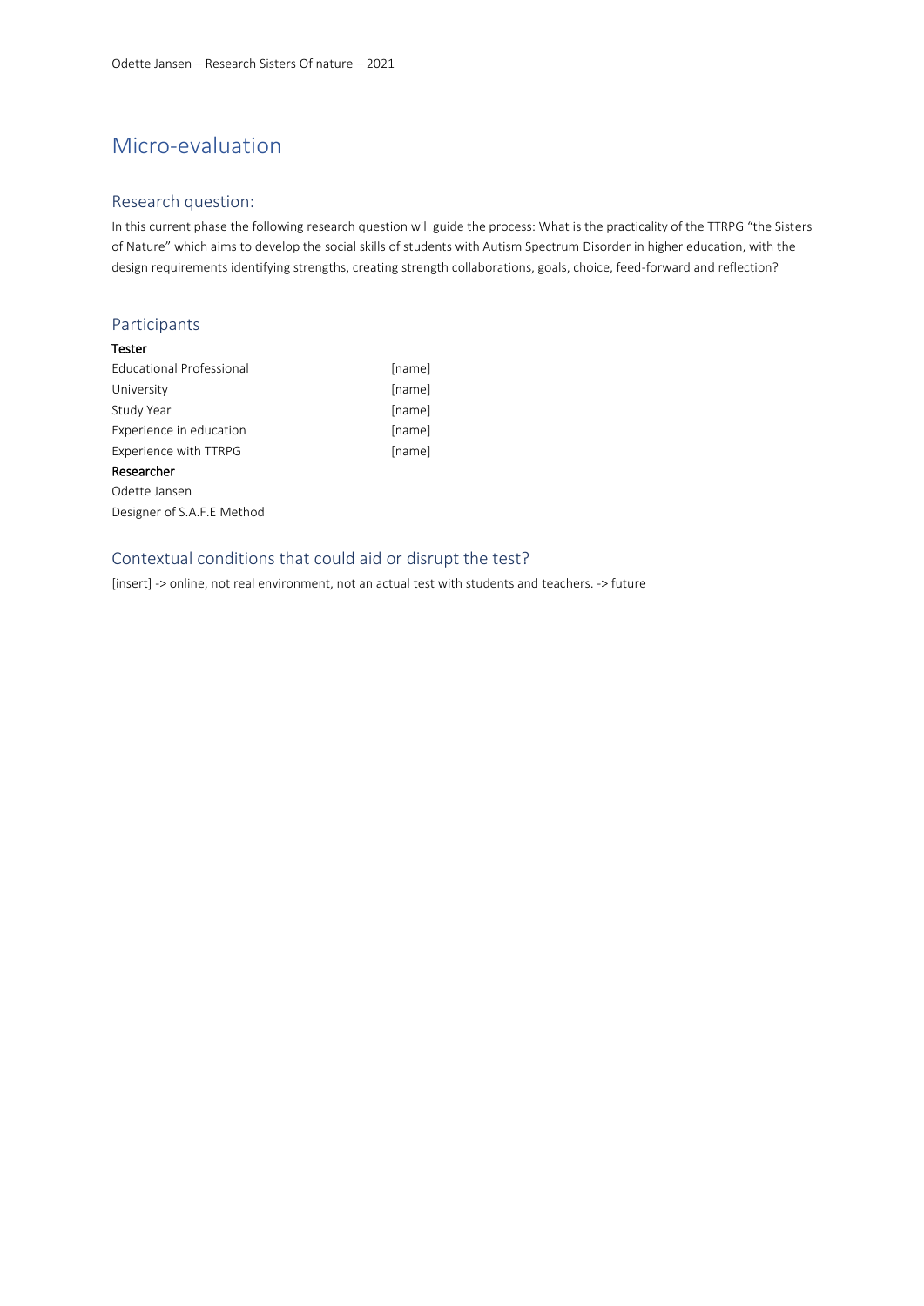# Micro-evaluation

## Research question:

In this current phase the following research question will guide the process: What is the practicality of the TTRPG "the Sisters of Nature" which aims to develop the social skills of students with Autism Spectrum Disorder in higher education, with the design requirements identifying strengths, creating strength collaborations, goals, choice, feed-forward and reflection?

## Participants

**Tester**

| | |
|---|---|
| Educational Professional | [name] |
| University | [name] |
| Study Year | [name] |
| Experience in education | [name] |
| Experience with TTRPG | [name] |

**Researcher**

Odette Jansen

Designer of S.A.F.E Method

## Contextual conditions that could aid or disrupt the test?

[insert] -> online, not real environment, not an actual test with students and teachers. -> future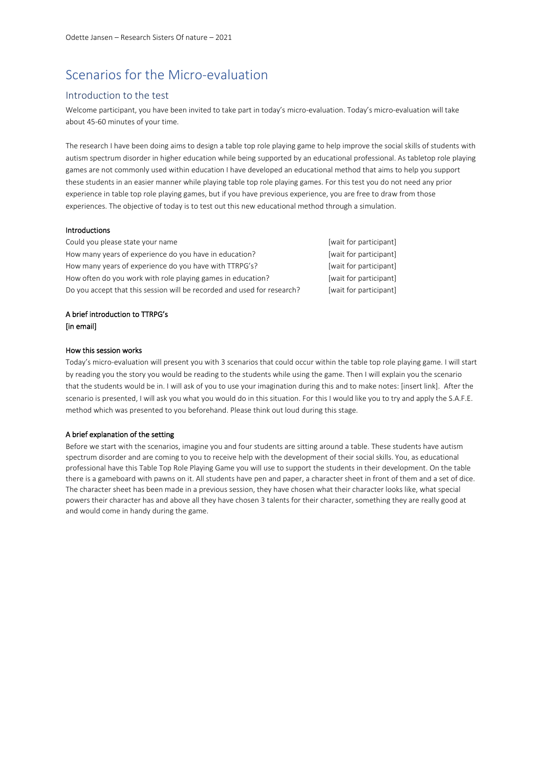# Scenarios for the Micro-evaluation

## Introduction to the test

Welcome participant, you have been invited to take part in today's micro-evaluation. Today's micro-evaluation will take about 45-60 minutes of your time.

The research I have been doing aims to design a table top role playing game to help improve the social skills of students with autism spectrum disorder in higher education while being supported by an educational professional. As tabletop role playing games are not commonly used within education I have developed an educational method that aims to help you support these students in an easier manner while playing table top role playing games. For this test you do not need any prior experience in table top role playing games, but if you have previous experience, you are free to draw from those experiences. The objective of today is to test out this new educational method through a simulation.

**Introductions**

| | |
|---|---|
| Could you please state your name | [wait for participant] |
| How many years of experience do you have in education? | [wait for participant] |
| How many years of experience do you have with TTRPG's? | [wait for participant] |
| How often do you work with role playing games in education? | [wait for participant] |
| Do you accept that this session will be recorded and used for research? | [wait for participant] |

**A brief introduction to TTRPG's**
**[in email]**

**How this session works**

Today's micro-evaluation will present you with 3 scenarios that could occur within the table top role playing game. I will start by reading you the story you would be reading to the students while using the game. Then I will explain you the scenario that the students would be in. I will ask of you to use your imagination during this and to make notes: [insert link]. After the scenario is presented, I will ask you what you would do in this situation. For this I would like you to try and apply the S.A.F.E. method which was presented to you beforehand. Please think out loud during this stage.

**A brief explanation of the setting**

Before we start with the scenarios, imagine you and four students are sitting around a table. These students have autism spectrum disorder and are coming to you to receive help with the development of their social skills. You, as educational professional have this Table Top Role Playing Game you will use to support the students in their development. On the table there is a gameboard with pawns on it. All students have pen and paper, a character sheet in front of them and a set of dice. The character sheet has been made in a previous session, they have chosen what their character looks like, what special powers their character has and above all they have chosen 3 talents for their character, something they are really good at and would come in handy during the game.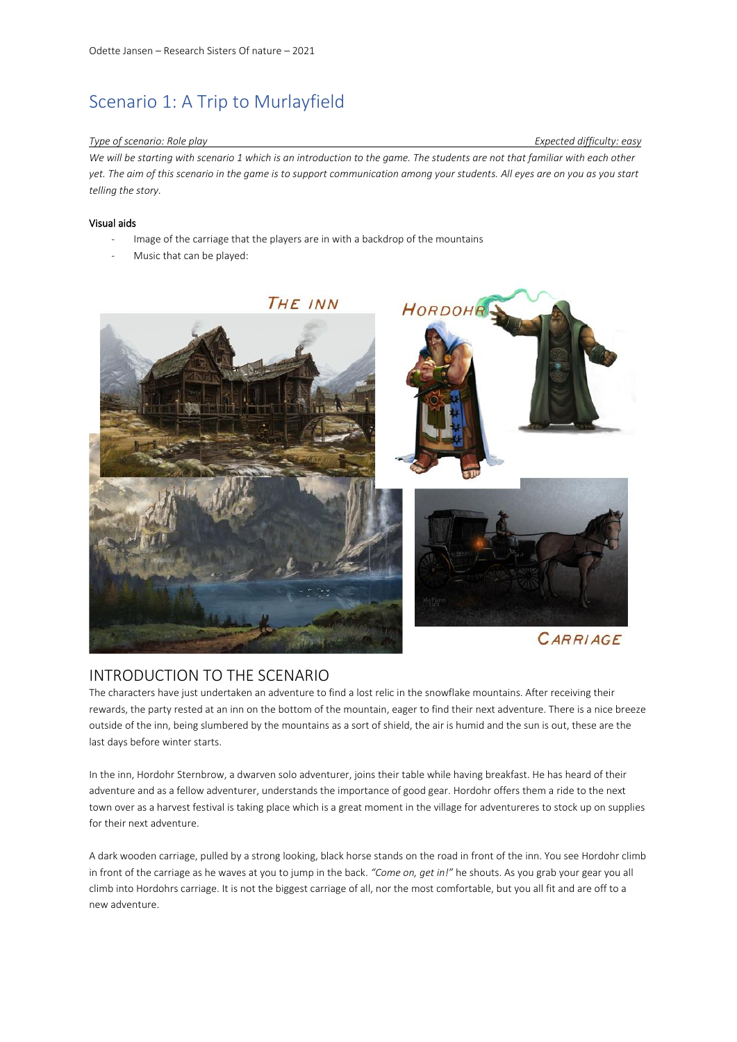# Scenario 1: A Trip to Murlayfield

*Type of scenario: Role play* — *Expected difficulty: easy*

*We will be starting with scenario 1 which is an introduction to the game. The students are not that familiar with each other yet. The aim of this scenario in the game is to support communication among your students. All eyes are on you as you start telling the story.*

**Visual aids**

- Image of the carriage that the players are in with a backdrop of the mountains
- Music that can be played:

## INTRODUCTION TO THE SCENARIO

The characters have just undertaken an adventure to find a lost relic in the snowflake mountains. After receiving their rewards, the party rested at an inn on the bottom of the mountain, eager to find their next adventure. There is a nice breeze outside of the inn, being slumbered by the mountains as a sort of shield, the air is humid and the sun is out, these are the last days before winter starts.

In the inn, Hordohr Sternbrow, a dwarven solo adventurer, joins their table while having breakfast. He has heard of their adventure and as a fellow adventurer, understands the importance of good gear. Hordohr offers them a ride to the next town over as a harvest festival is taking place which is a great moment in the village for adventureres to stock up on supplies for their next adventure.

A dark wooden carriage, pulled by a strong looking, black horse stands on the road in front of the inn. You see Hordohr climb in front of the carriage as he waves at you to jump in the back. *"Come on, get in!"* he shouts. As you grab your gear you all climb into Hordohrs carriage. It is not the biggest carriage of all, nor the most comfortable, but you all fit and are off to a new adventure.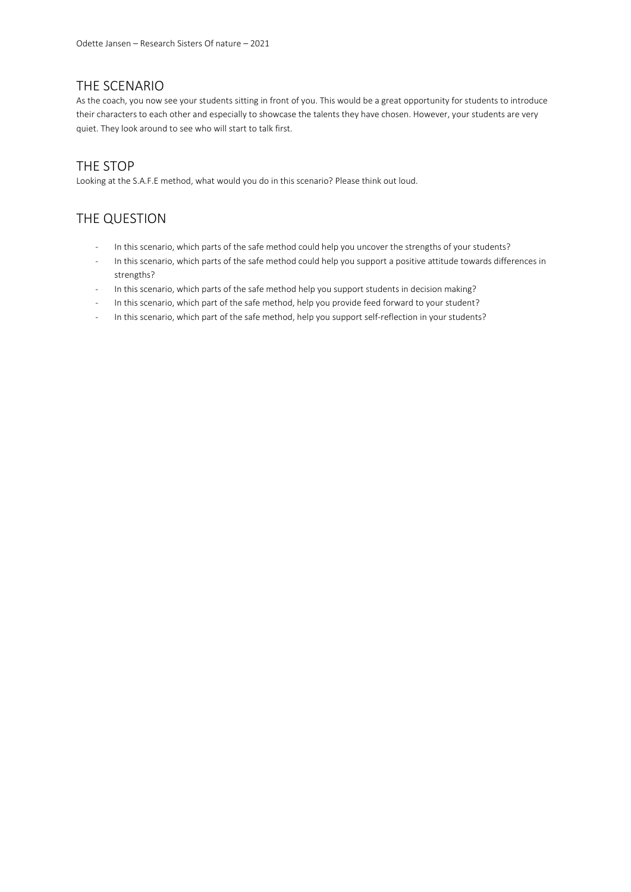## THE SCENARIO

As the coach, you now see your students sitting in front of you. This would be a great opportunity for students to introduce their characters to each other and especially to showcase the talents they have chosen. However, your students are very quiet. They look around to see who will start to talk first.

## THE STOP

Looking at the S.A.F.E method, what would you do in this scenario? Please think out loud.

## THE QUESTION

- In this scenario, which parts of the safe method could help you uncover the strengths of your students?
- In this scenario, which parts of the safe method could help you support a positive attitude towards differences in strengths?
- In this scenario, which parts of the safe method help you support students in decision making?
- In this scenario, which part of the safe method, help you provide feed forward to your student?
- In this scenario, which part of the safe method, help you support self-reflection in your students?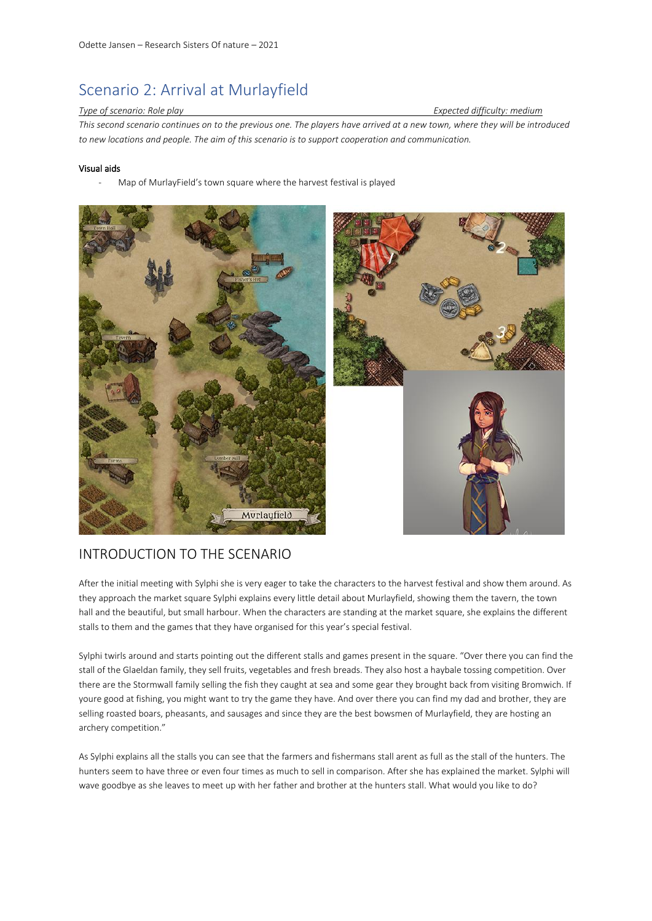# Scenario 2: Arrival at Murlayfield

*Type of scenario: Role play* *Expected difficulty: medium*

*This second scenario continues on to the previous one. The players have arrived at a new town, where they will be introduced to new locations and people. The aim of this scenario is to support cooperation and communication.*

### Visual aids

- Map of MurlayField's town square where the harvest festival is played

## INTRODUCTION TO THE SCENARIO

After the initial meeting with Sylphi she is very eager to take the characters to the harvest festival and show them around. As they approach the market square Sylphi explains every little detail about Murlayfield, showing them the tavern, the town hall and the beautiful, but small harbour. When the characters are standing at the market square, she explains the different stalls to them and the games that they have organised for this year's special festival.

Sylphi twirls around and starts pointing out the different stalls and games present in the square. "Over there you can find the stall of the Glaeldan family, they sell fruits, vegetables and fresh breads. They also host a haybale tossing competition. Over there are the Stormwall family selling the fish they caught at sea and some gear they brought back from visiting Bromwich. If youre good at fishing, you might want to try the game they have. And over there you can find my dad and brother, they are selling roasted boars, pheasants, and sausages and since they are the best bowsmen of Murlayfield, they are hosting an archery competition."

As Sylphi explains all the stalls you can see that the farmers and fishermans stall arent as full as the stall of the hunters. The hunters seem to have three or even four times as much to sell in comparison. After she has explained the market. Sylphi will wave goodbye as she leaves to meet up with her father and brother at the hunters stall. What would you like to do?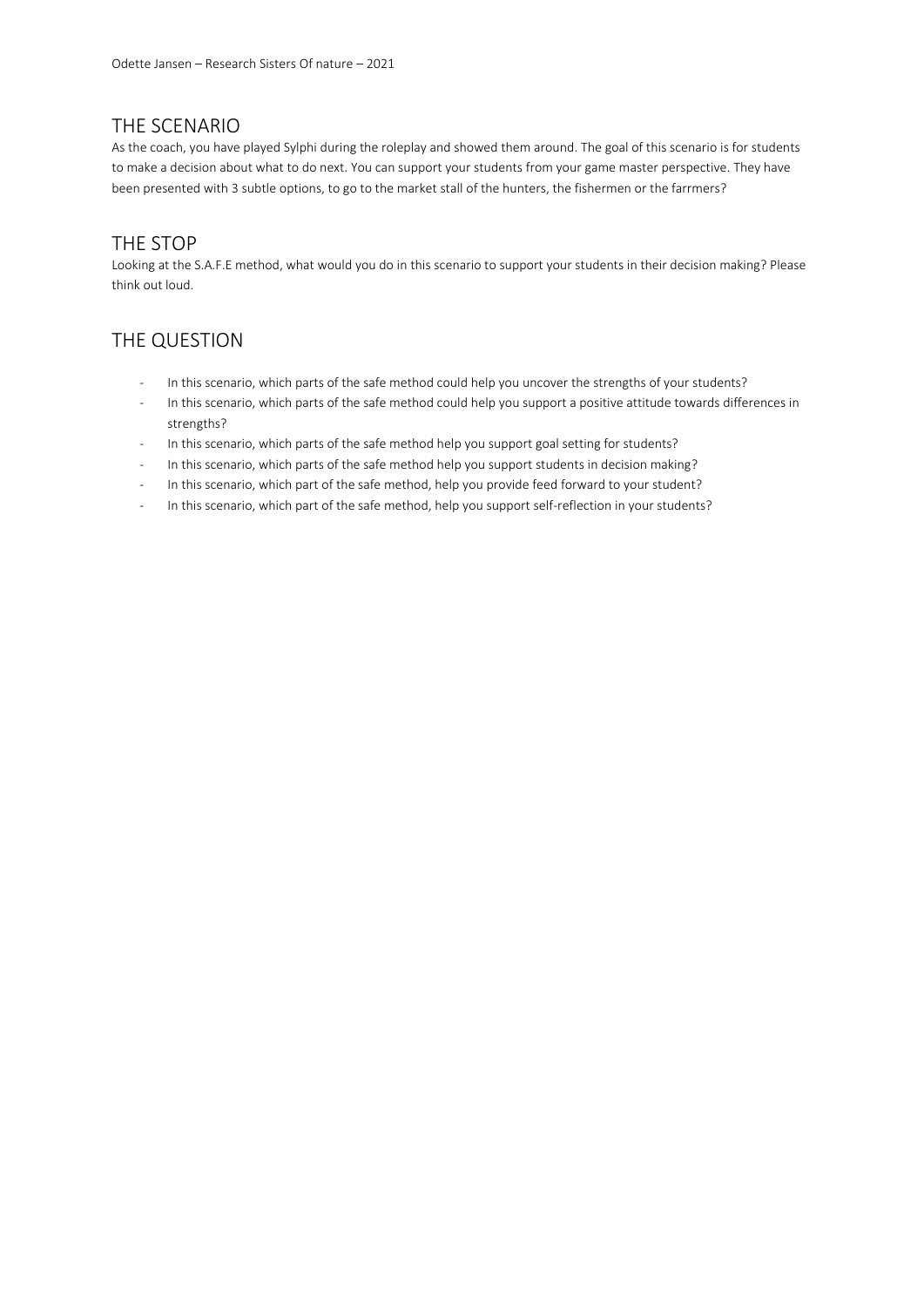## THE SCENARIO

As the coach, you have played Sylphi during the roleplay and showed them around. The goal of this scenario is for students to make a decision about what to do next. You can support your students from your game master perspective. They have been presented with 3 subtle options, to go to the market stall of the hunters, the fishermen or the farrmers?

## THE STOP

Looking at the S.A.F.E method, what would you do in this scenario to support your students in their decision making? Please think out loud.

## THE QUESTION

- In this scenario, which parts of the safe method could help you uncover the strengths of your students?
- In this scenario, which parts of the safe method could help you support a positive attitude towards differences in strengths?
- In this scenario, which parts of the safe method help you support goal setting for students?
- In this scenario, which parts of the safe method help you support students in decision making?
- In this scenario, which part of the safe method, help you provide feed forward to your student?
- In this scenario, which part of the safe method, help you support self-reflection in your students?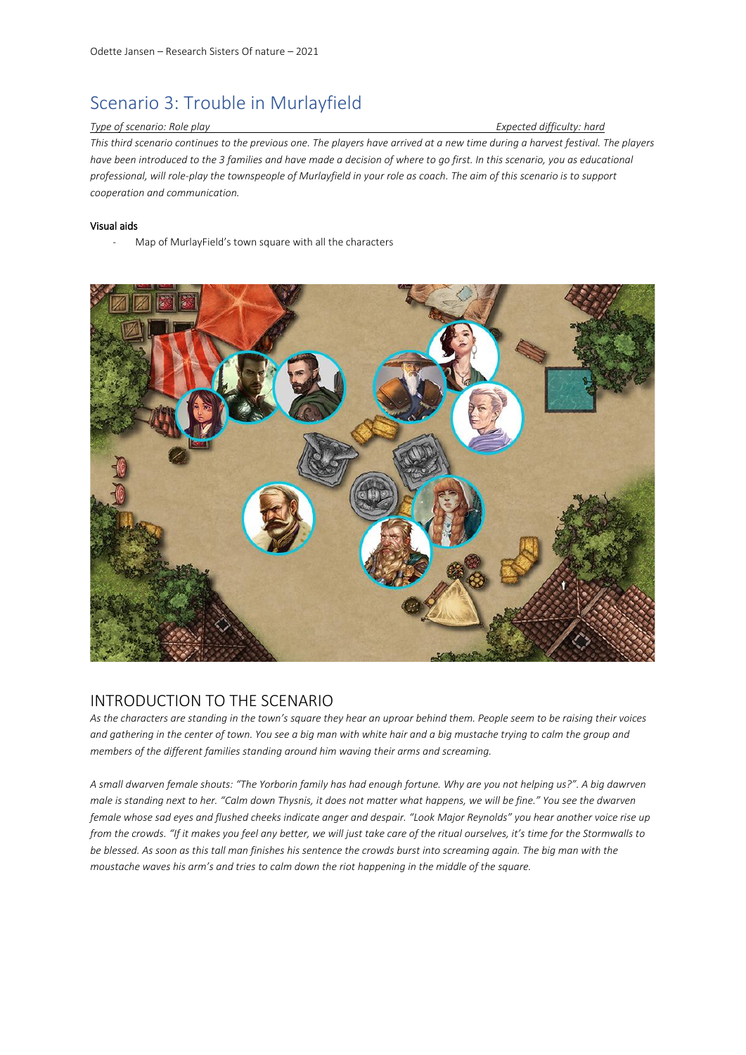# Scenario 3: Trouble in Murlayfield

*Type of scenario: Role play* *Expected difficulty: hard*

*This third scenario continues to the previous one. The players have arrived at a new time during a harvest festival. The players have been introduced to the 3 families and have made a decision of where to go first. In this scenario, you as educational professional, will role-play the townspeople of Murlayfield in your role as coach. The aim of this scenario is to support cooperation and communication.*

**Visual aids**

- Map of MurlayField's town square with all the characters

## INTRODUCTION TO THE SCENARIO

*As the characters are standing in the town's square they hear an uproar behind them. People seem to be raising their voices and gathering in the center of town. You see a big man with white hair and a big mustache trying to calm the group and members of the different families standing around him waving their arms and screaming.*

*A small dwarven female shouts: "The Yorborin family has had enough fortune. Why are you not helping us?". A big dawrven male is standing next to her. "Calm down Thysnis, it does not matter what happens, we will be fine." You see the dwarven female whose sad eyes and flushed cheeks indicate anger and despair. "Look Major Reynolds" you hear another voice rise up from the crowds. "If it makes you feel any better, we will just take care of the ritual ourselves, it's time for the Stormwalls to be blessed. As soon as this tall man finishes his sentence the crowds burst into screaming again. The big man with the moustache waves his arm's and tries to calm down the riot happening in the middle of the square.*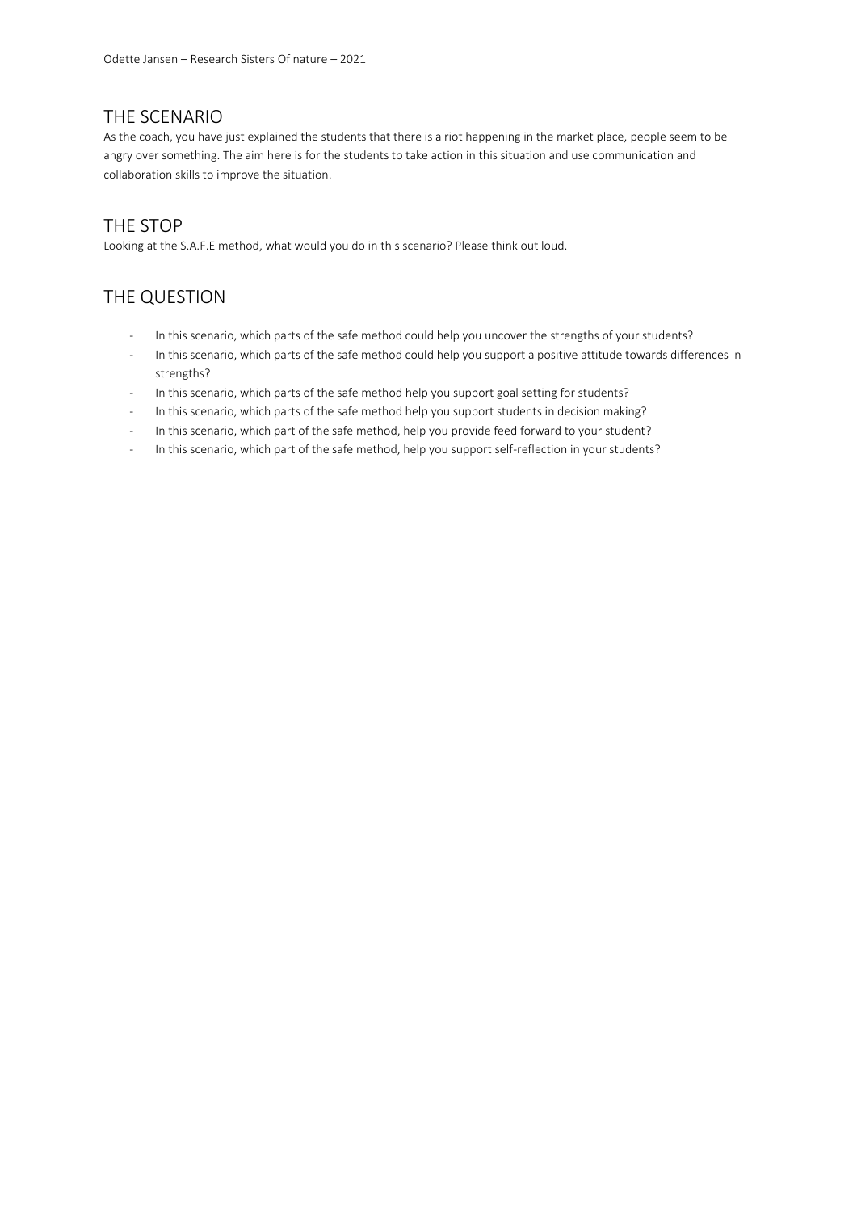## THE SCENARIO

As the coach, you have just explained the students that there is a riot happening in the market place, people seem to be angry over something. The aim here is for the students to take action in this situation and use communication and collaboration skills to improve the situation.

## THE STOP

Looking at the S.A.F.E method, what would you do in this scenario? Please think out loud.

## THE QUESTION

- In this scenario, which parts of the safe method could help you uncover the strengths of your students?
- In this scenario, which parts of the safe method could help you support a positive attitude towards differences in strengths?
- In this scenario, which parts of the safe method help you support goal setting for students?
- In this scenario, which parts of the safe method help you support students in decision making?
- In this scenario, which part of the safe method, help you provide feed forward to your student?
- In this scenario, which part of the safe method, help you support self-reflection in your students?